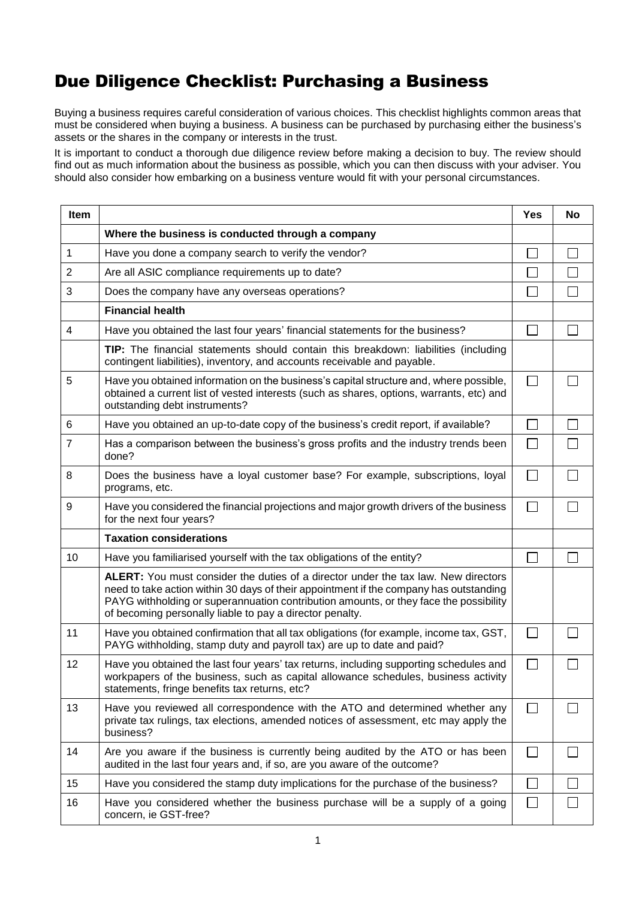# Due Diligence Checklist: Purchasing a Business

Buying a business requires careful consideration of various choices. This checklist highlights common areas that must be considered when buying a business. A business can be purchased by purchasing either the business's assets or the shares in the company or interests in the trust.

It is important to conduct a thorough due diligence review before making a decision to buy. The review should find out as much information about the business as possible, which you can then discuss with your adviser. You should also consider how embarking on a business venture would fit with your personal circumstances.

| Item | | Yes | No |
|---|---|---|---|
| | **Where the business is conducted through a company** | | |
| 1 | Have you done a company search to verify the vendor? | ☐ | ☐ |
| 2 | Are all ASIC compliance requirements up to date? | ☐ | ☐ |
| 3 | Does the company have any overseas operations? | ☐ | ☐ |
| | **Financial health** | | |
| 4 | Have you obtained the last four years' financial statements for the business? | ☐ | ☐ |
| | **TIP:** The financial statements should contain this breakdown: liabilities (including contingent liabilities), inventory, and accounts receivable and payable. | | |
| 5 | Have you obtained information on the business's capital structure and, where possible, obtained a current list of vested interests (such as shares, options, warrants, etc) and outstanding debt instruments? | ☐ | ☐ |
| 6 | Have you obtained an up-to-date copy of the business's credit report, if available? | ☐ | ☐ |
| 7 | Has a comparison between the business's gross profits and the industry trends been done? | ☐ | ☐ |
| 8 | Does the business have a loyal customer base? For example, subscriptions, loyal programs, etc. | ☐ | ☐ |
| 9 | Have you considered the financial projections and major growth drivers of the business for the next four years? | ☐ | ☐ |
| | **Taxation considerations** | | |
| 10 | Have you familiarised yourself with the tax obligations of the entity? | ☐ | ☐ |
| | **ALERT:** You must consider the duties of a director under the tax law. New directors need to take action within 30 days of their appointment if the company has outstanding PAYG withholding or superannuation contribution amounts, or they face the possibility of becoming personally liable to pay a director penalty. | | |
| 11 | Have you obtained confirmation that all tax obligations (for example, income tax, GST, PAYG withholding, stamp duty and payroll tax) are up to date and paid? | ☐ | ☐ |
| 12 | Have you obtained the last four years' tax returns, including supporting schedules and workpapers of the business, such as capital allowance schedules, business activity statements, fringe benefits tax returns, etc? | ☐ | ☐ |
| 13 | Have you reviewed all correspondence with the ATO and determined whether any private tax rulings, tax elections, amended notices of assessment, etc may apply the business? | ☐ | ☐ |
| 14 | Are you aware if the business is currently being audited by the ATO or has been audited in the last four years and, if so, are you aware of the outcome? | ☐ | ☐ |
| 15 | Have you considered the stamp duty implications for the purchase of the business? | ☐ | ☐ |
| 16 | Have you considered whether the business purchase will be a supply of a going concern, ie GST-free? | ☐ | ☐ |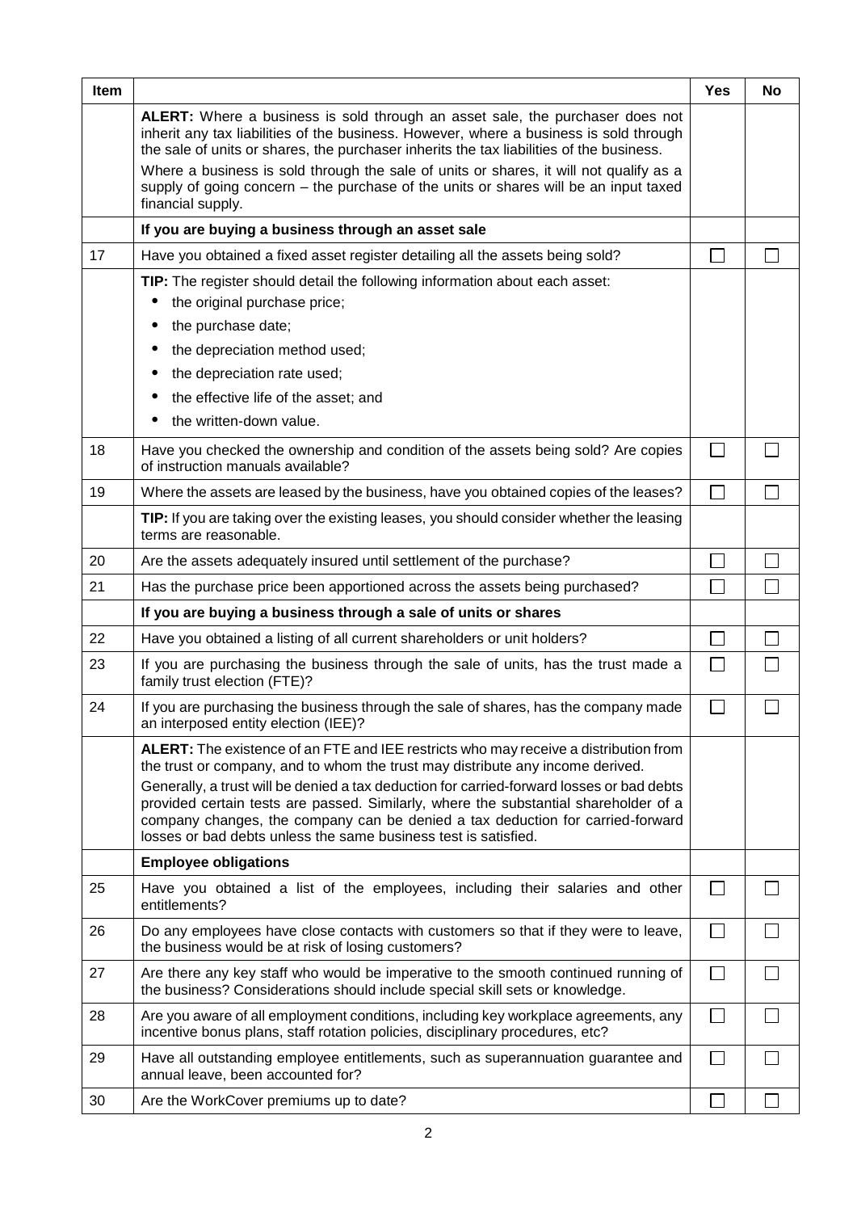| Item | | Yes | No |
|---|---|---|---|
| | **ALERT:** Where a business is sold through an asset sale, the purchaser does not inherit any tax liabilities of the business. However, where a business is sold through the sale of units or shares, the purchaser inherits the tax liabilities of the business.<br>Where a business is sold through the sale of units or shares, it will not qualify as a supply of going concern – the purchase of the units or shares will be an input taxed financial supply. | | |
| | **If you are buying a business through an asset sale** | | |
| 17 | Have you obtained a fixed asset register detailing all the assets being sold? | ☐ | ☐ |
| | **TIP:** The register should detail the following information about each asset:<br>• the original purchase price;<br>• the purchase date;<br>• the depreciation method used;<br>• the depreciation rate used;<br>• the effective life of the asset; and<br>• the written-down value. | | |
| 18 | Have you checked the ownership and condition of the assets being sold? Are copies of instruction manuals available? | ☐ | ☐ |
| 19 | Where the assets are leased by the business, have you obtained copies of the leases? | ☐ | ☐ |
| | **TIP:** If you are taking over the existing leases, you should consider whether the leasing terms are reasonable. | | |
| 20 | Are the assets adequately insured until settlement of the purchase? | ☐ | ☐ |
| 21 | Has the purchase price been apportioned across the assets being purchased? | ☐ | ☐ |
| | **If you are buying a business through a sale of units or shares** | | |
| 22 | Have you obtained a listing of all current shareholders or unit holders? | ☐ | ☐ |
| 23 | If you are purchasing the business through the sale of units, has the trust made a family trust election (FTE)? | ☐ | ☐ |
| 24 | If you are purchasing the business through the sale of shares, has the company made an interposed entity election (IEE)? | ☐ | ☐ |
| | **ALERT:** The existence of an FTE and IEE restricts who may receive a distribution from the trust or company, and to whom the trust may distribute any income derived.<br>Generally, a trust will be denied a tax deduction for carried-forward losses or bad debts provided certain tests are passed. Similarly, where the substantial shareholder of a company changes, the company can be denied a tax deduction for carried-forward losses or bad debts unless the same business test is satisfied. | | |
| | **Employee obligations** | | |
| 25 | Have you obtained a list of the employees, including their salaries and other entitlements? | ☐ | ☐ |
| 26 | Do any employees have close contacts with customers so that if they were to leave, the business would be at risk of losing customers? | ☐ | ☐ |
| 27 | Are there any key staff who would be imperative to the smooth continued running of the business? Considerations should include special skill sets or knowledge. | ☐ | ☐ |
| 28 | Are you aware of all employment conditions, including key workplace agreements, any incentive bonus plans, staff rotation policies, disciplinary procedures, etc? | ☐ | ☐ |
| 29 | Have all outstanding employee entitlements, such as superannuation guarantee and annual leave, been accounted for? | ☐ | ☐ |
| 30 | Are the WorkCover premiums up to date? | ☐ | ☐ |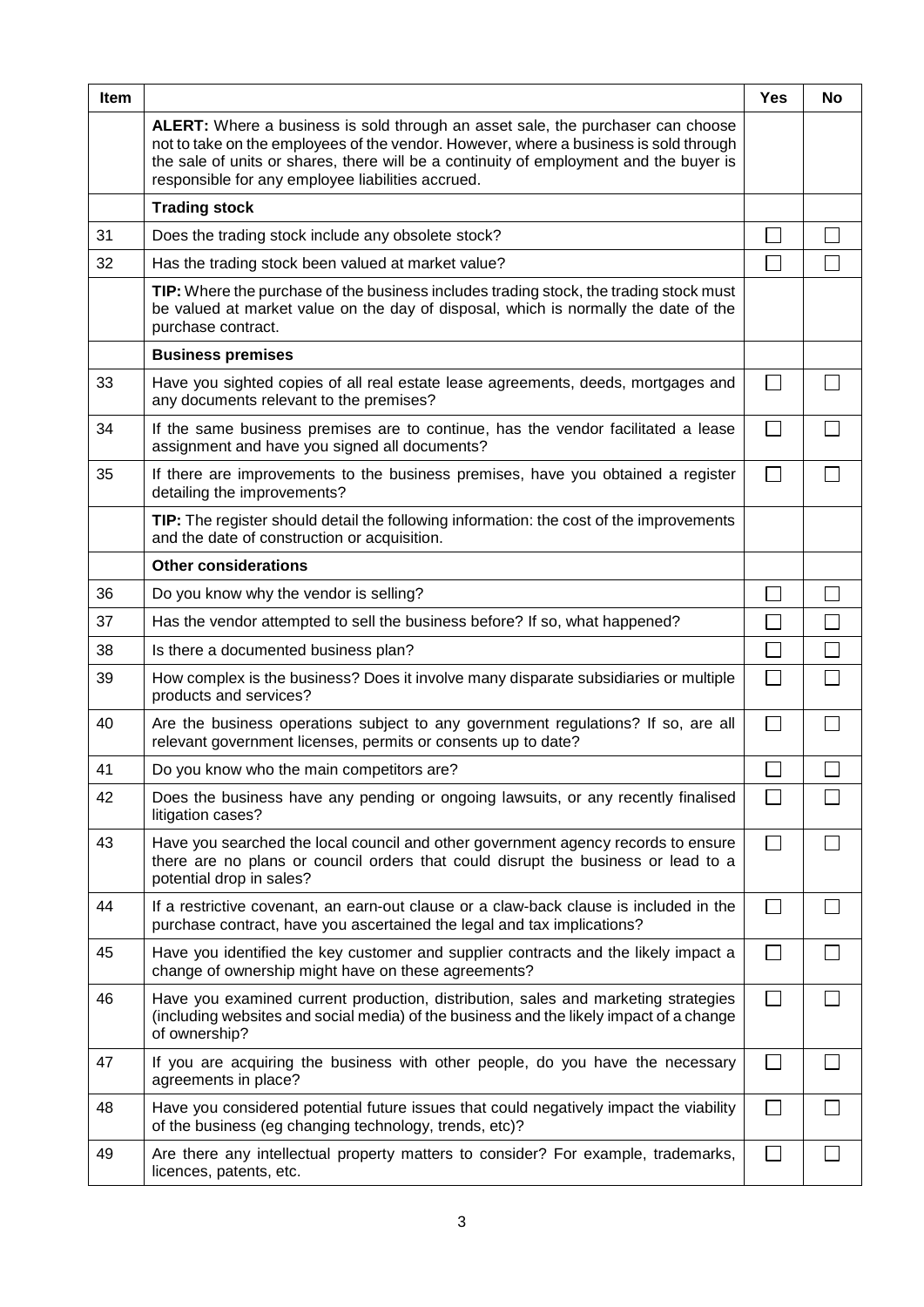| Item | | Yes | No |
|---|---|---|---|
| | **ALERT:** Where a business is sold through an asset sale, the purchaser can choose not to take on the employees of the vendor. However, where a business is sold through the sale of units or shares, there will be a continuity of employment and the buyer is responsible for any employee liabilities accrued. | | |
| | **Trading stock** | | |
| 31 | Does the trading stock include any obsolete stock? | ☐ | ☐ |
| 32 | Has the trading stock been valued at market value? | ☐ | ☐ |
| | **TIP:** Where the purchase of the business includes trading stock, the trading stock must be valued at market value on the day of disposal, which is normally the date of the purchase contract. | | |
| | **Business premises** | | |
| 33 | Have you sighted copies of all real estate lease agreements, deeds, mortgages and any documents relevant to the premises? | ☐ | ☐ |
| 34 | If the same business premises are to continue, has the vendor facilitated a lease assignment and have you signed all documents? | ☐ | ☐ |
| 35 | If there are improvements to the business premises, have you obtained a register detailing the improvements? | ☐ | ☐ |
| | **TIP:** The register should detail the following information: the cost of the improvements and the date of construction or acquisition. | | |
| | **Other considerations** | | |
| 36 | Do you know why the vendor is selling? | ☐ | ☐ |
| 37 | Has the vendor attempted to sell the business before? If so, what happened? | ☐ | ☐ |
| 38 | Is there a documented business plan? | ☐ | ☐ |
| 39 | How complex is the business? Does it involve many disparate subsidiaries or multiple products and services? | ☐ | ☐ |
| 40 | Are the business operations subject to any government regulations? If so, are all relevant government licenses, permits or consents up to date? | ☐ | ☐ |
| 41 | Do you know who the main competitors are? | ☐ | ☐ |
| 42 | Does the business have any pending or ongoing lawsuits, or any recently finalised litigation cases? | ☐ | ☐ |
| 43 | Have you searched the local council and other government agency records to ensure there are no plans or council orders that could disrupt the business or lead to a potential drop in sales? | ☐ | ☐ |
| 44 | If a restrictive covenant, an earn-out clause or a claw-back clause is included in the purchase contract, have you ascertained the legal and tax implications? | ☐ | ☐ |
| 45 | Have you identified the key customer and supplier contracts and the likely impact a change of ownership might have on these agreements? | ☐ | ☐ |
| 46 | Have you examined current production, distribution, sales and marketing strategies (including websites and social media) of the business and the likely impact of a change of ownership? | ☐ | ☐ |
| 47 | If you are acquiring the business with other people, do you have the necessary agreements in place? | ☐ | ☐ |
| 48 | Have you considered potential future issues that could negatively impact the viability of the business (eg changing technology, trends, etc)? | ☐ | ☐ |
| 49 | Are there any intellectual property matters to consider? For example, trademarks, licences, patents, etc. | ☐ | ☐ |